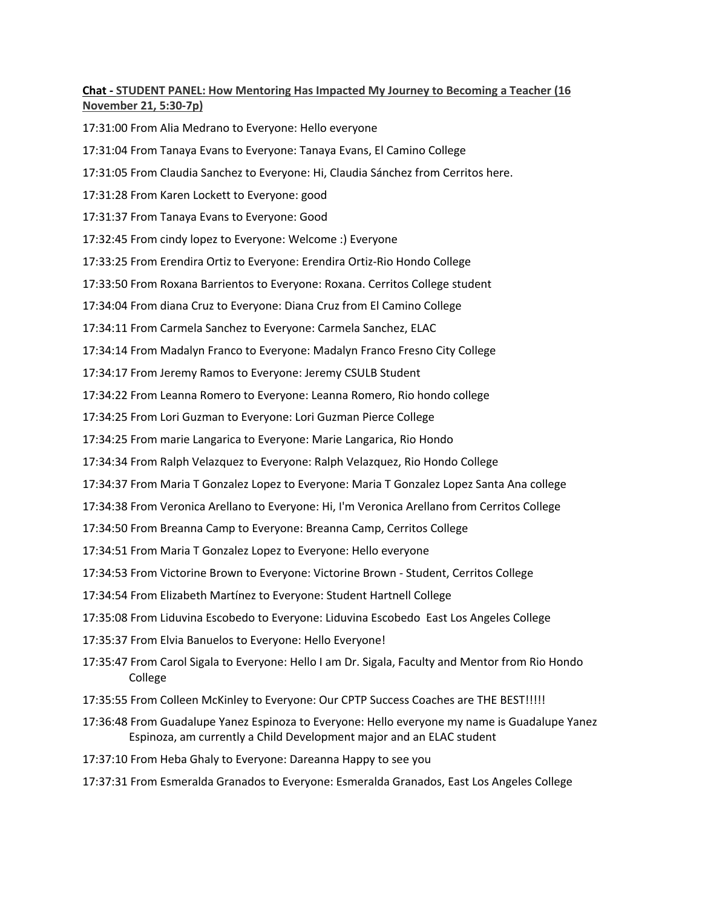**Chat - STUDENT PANEL: How Mentoring Has Impacted My Journey to Becoming a Teacher (16 November 21, 5:30-7p)**

17:31:00 From Alia Medrano to Everyone: Hello everyone

17:31:04 From Tanaya Evans to Everyone: Tanaya Evans, El Camino College

17:31:05 From Claudia Sanchez to Everyone: Hi, Claudia Sánchez from Cerritos here.

17:31:28 From Karen Lockett to Everyone: good

17:31:37 From Tanaya Evans to Everyone: Good

17:32:45 From cindy lopez to Everyone: Welcome :) Everyone

17:33:25 From Erendira Ortiz to Everyone: Erendira Ortiz-Rio Hondo College

17:33:50 From Roxana Barrientos to Everyone: Roxana. Cerritos College student

17:34:04 From diana Cruz to Everyone: Diana Cruz from El Camino College

17:34:11 From Carmela Sanchez to Everyone: Carmela Sanchez, ELAC

17:34:14 From Madalyn Franco to Everyone: Madalyn Franco Fresno City College

17:34:17 From Jeremy Ramos to Everyone: Jeremy CSULB Student

17:34:22 From Leanna Romero to Everyone: Leanna Romero, Rio hondo college

17:34:25 From Lori Guzman to Everyone: Lori Guzman Pierce College

17:34:25 From marie Langarica to Everyone: Marie Langarica, Rio Hondo

17:34:34 From Ralph Velazquez to Everyone: Ralph Velazquez, Rio Hondo College

17:34:37 From Maria T Gonzalez Lopez to Everyone: Maria T Gonzalez Lopez Santa Ana college

17:34:38 From Veronica Arellano to Everyone: Hi, I'm Veronica Arellano from Cerritos College

17:34:50 From Breanna Camp to Everyone: Breanna Camp, Cerritos College

17:34:51 From Maria T Gonzalez Lopez to Everyone: Hello everyone

17:34:53 From Victorine Brown to Everyone: Victorine Brown - Student, Cerritos College

17:34:54 From Elizabeth Martínez to Everyone: Student Hartnell College

17:35:08 From Liduvina Escobedo to Everyone: Liduvina Escobedo East Los Angeles College

17:35:37 From Elvia Banuelos to Everyone: Hello Everyone!

17:35:47 From Carol Sigala to Everyone: Hello I am Dr. Sigala, Faculty and Mentor from Rio Hondo College

17:35:55 From Colleen McKinley to Everyone: Our CPTP Success Coaches are THE BEST!!!!!

17:36:48 From Guadalupe Yanez Espinoza to Everyone: Hello everyone my name is Guadalupe Yanez Espinoza, am currently a Child Development major and an ELAC student

17:37:10 From Heba Ghaly to Everyone: Dareanna Happy to see you

17:37:31 From Esmeralda Granados to Everyone: Esmeralda Granados, East Los Angeles College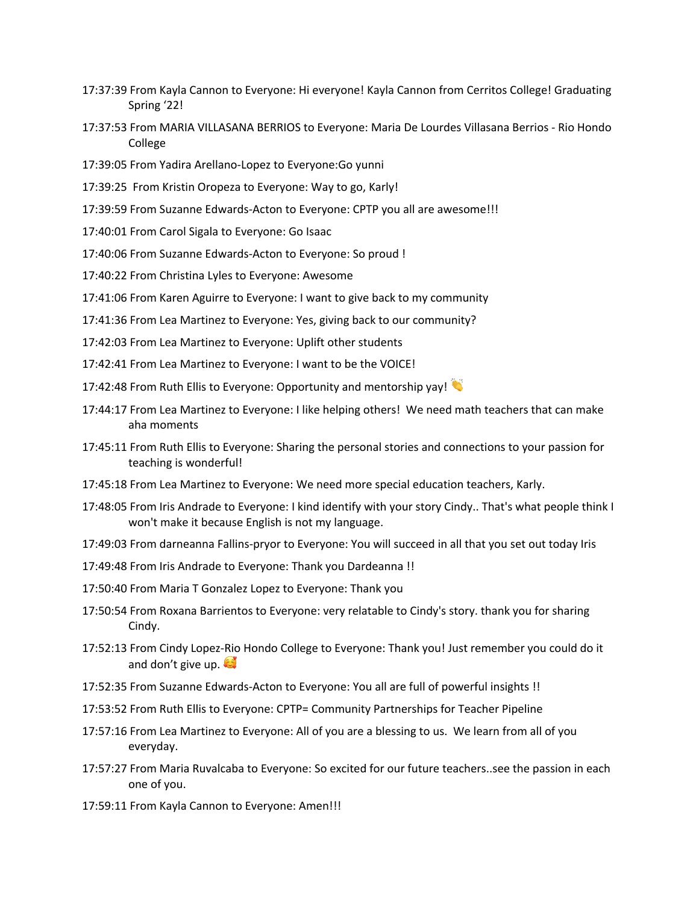- 17:37:39 From Kayla Cannon to Everyone: Hi everyone! Kayla Cannon from Cerritos College! Graduating Spring '22!
- 17:37:53 From MARIA VILLASANA BERRIOS to Everyone: Maria De Lourdes Villasana Berrios - Rio Hondo College
- 17:39:05 From Yadira Arellano-Lopez to Everyone:Go yunni
- 17:39:25 From Kristin Oropeza to Everyone: Way to go, Karly!
- 17:39:59 From Suzanne Edwards-Acton to Everyone: CPTP you all are awesome!!!
- 17:40:01 From Carol Sigala to Everyone: Go Isaac
- 17:40:06 From Suzanne Edwards-Acton to Everyone: So proud !
- 17:40:22 From Christina Lyles to Everyone: Awesome
- 17:41:06 From Karen Aguirre to Everyone: I want to give back to my community
- 17:41:36 From Lea Martinez to Everyone: Yes, giving back to our community?
- 17:42:03 From Lea Martinez to Everyone: Uplift other students
- 17:42:41 From Lea Martinez to Everyone: I want to be the VOICE!
- 17:42:48 From Ruth Ellis to Everyone: Opportunity and mentorship yay! 👏
- 17:44:17 From Lea Martinez to Everyone: I like helping others! We need math teachers that can make aha moments
- 17:45:11 From Ruth Ellis to Everyone: Sharing the personal stories and connections to your passion for teaching is wonderful!
- 17:45:18 From Lea Martinez to Everyone: We need more special education teachers, Karly.
- 17:48:05 From Iris Andrade to Everyone: I kind identify with your story Cindy.. That's what people think I won't make it because English is not my language.
- 17:49:03 From darneanna Fallins-pryor to Everyone: You will succeed in all that you set out today Iris
- 17:49:48 From Iris Andrade to Everyone: Thank you Dardeanna !!
- 17:50:40 From Maria T Gonzalez Lopez to Everyone: Thank you
- 17:50:54 From Roxana Barrientos to Everyone: very relatable to Cindy's story. thank you for sharing Cindy.
- 17:52:13 From Cindy Lopez-Rio Hondo College to Everyone: Thank you! Just remember you could do it and don't give up. 🥰
- 17:52:35 From Suzanne Edwards-Acton to Everyone: You all are full of powerful insights !!
- 17:53:52 From Ruth Ellis to Everyone: CPTP= Community Partnerships for Teacher Pipeline
- 17:57:16 From Lea Martinez to Everyone: All of you are a blessing to us. We learn from all of you everyday.
- 17:57:27 From Maria Ruvalcaba to Everyone: So excited for our future teachers..see the passion in each one of you.
- 17:59:11 From Kayla Cannon to Everyone: Amen!!!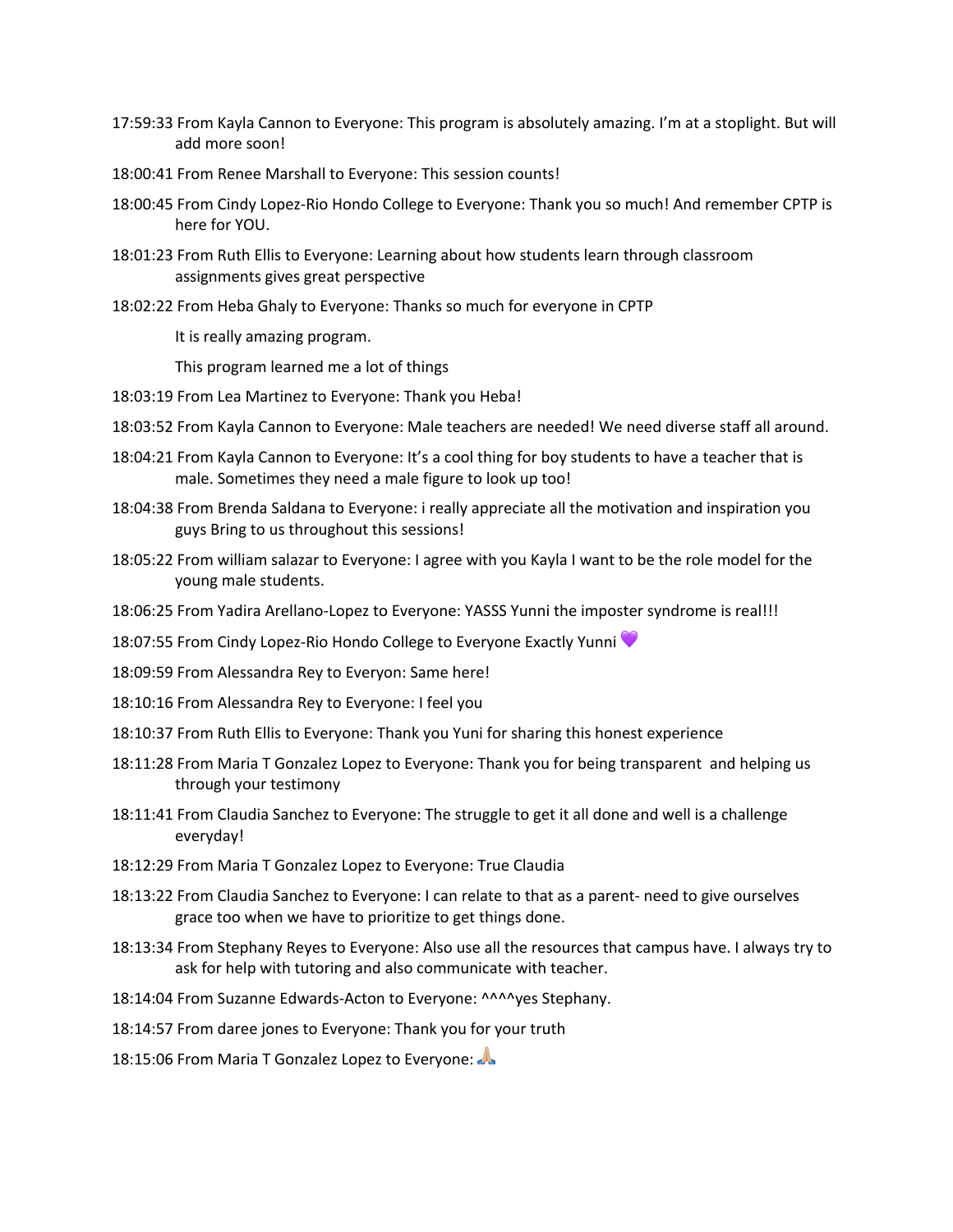- 17:59:33 From Kayla Cannon to Everyone: This program is absolutely amazing. I'm at a stoplight. But will add more soon!
- 18:00:41 From Renee Marshall to Everyone: This session counts!
- 18:00:45 From Cindy Lopez-Rio Hondo College to Everyone: Thank you so much! And remember CPTP is here for YOU.
- 18:01:23 From Ruth Ellis to Everyone: Learning about how students learn through classroom assignments gives great perspective
- 18:02:22 From Heba Ghaly to Everyone: Thanks so much for everyone in CPTP

  It is really amazing program.

  This program learned me a lot of things
- 18:03:19 From Lea Martinez to Everyone: Thank you Heba!
- 18:03:52 From Kayla Cannon to Everyone: Male teachers are needed! We need diverse staff all around.
- 18:04:21 From Kayla Cannon to Everyone: It's a cool thing for boy students to have a teacher that is male. Sometimes they need a male figure to look up too!
- 18:04:38 From Brenda Saldana to Everyone: i really appreciate all the motivation and inspiration you guys Bring to us throughout this sessions!
- 18:05:22 From william salazar to Everyone: I agree with you Kayla I want to be the role model for the young male students.
- 18:06:25 From Yadira Arellano-Lopez to Everyone: YASSS Yunni the imposter syndrome is real!!!
- 18:07:55 From Cindy Lopez-Rio Hondo College to Everyone Exactly Yunni 💜
- 18:09:59 From Alessandra Rey to Everyon: Same here!
- 18:10:16 From Alessandra Rey to Everyone: I feel you
- 18:10:37 From Ruth Ellis to Everyone: Thank you Yuni for sharing this honest experience
- 18:11:28 From Maria T Gonzalez Lopez to Everyone: Thank you for being transparent and helping us through your testimony
- 18:11:41 From Claudia Sanchez to Everyone: The struggle to get it all done and well is a challenge everyday!
- 18:12:29 From Maria T Gonzalez Lopez to Everyone: True Claudia
- 18:13:22 From Claudia Sanchez to Everyone: I can relate to that as a parent- need to give ourselves grace too when we have to prioritize to get things done.
- 18:13:34 From Stephany Reyes to Everyone: Also use all the resources that campus have. I always try to ask for help with tutoring and also communicate with teacher.
- 18:14:04 From Suzanne Edwards-Acton to Everyone: ^^^^yes Stephany.
- 18:14:57 From daree jones to Everyone: Thank you for your truth
- 18:15:06 From Maria T Gonzalez Lopez to Everyone: 🙏🏼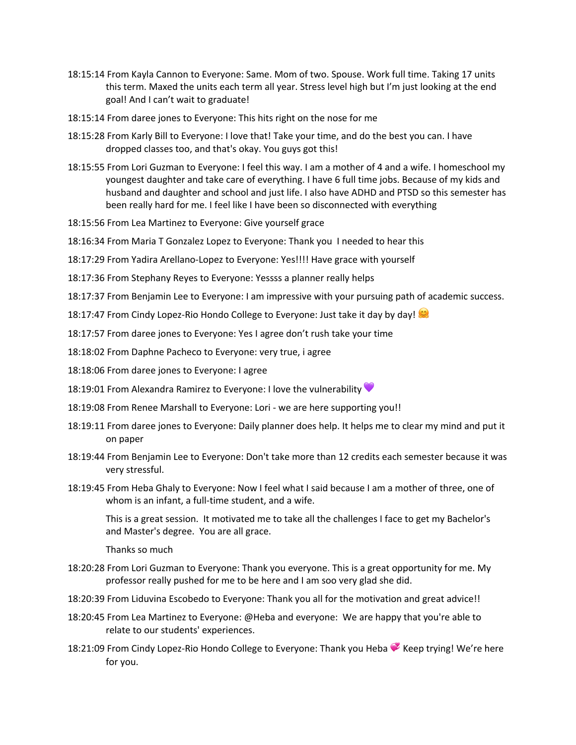- 18:15:14 From Kayla Cannon to Everyone: Same. Mom of two. Spouse. Work full time. Taking 17 units this term. Maxed the units each term all year. Stress level high but I'm just looking at the end goal! And I can't wait to graduate!
- 18:15:14 From daree jones to Everyone: This hits right on the nose for me
- 18:15:28 From Karly Bill to Everyone: I love that! Take your time, and do the best you can. I have dropped classes too, and that's okay. You guys got this!
- 18:15:55 From Lori Guzman to Everyone: I feel this way. I am a mother of 4 and a wife. I homeschool my youngest daughter and take care of everything. I have 6 full time jobs. Because of my kids and husband and daughter and school and just life. I also have ADHD and PTSD so this semester has been really hard for me. I feel like I have been so disconnected with everything
- 18:15:56 From Lea Martinez to Everyone: Give yourself grace
- 18:16:34 From Maria T Gonzalez Lopez to Everyone: Thank you  I needed to hear this
- 18:17:29 From Yadira Arellano-Lopez to Everyone: Yes!!!! Have grace with yourself
- 18:17:36 From Stephany Reyes to Everyone: Yessss a planner really helps
- 18:17:37 From Benjamin Lee to Everyone: I am impressive with your pursuing path of academic success.
- 18:17:47 From Cindy Lopez-Rio Hondo College to Everyone: Just take it day by day! 🤗
- 18:17:57 From daree jones to Everyone: Yes I agree don't rush take your time
- 18:18:02 From Daphne Pacheco to Everyone: very true, i agree
- 18:18:06 From daree jones to Everyone: I agree
- 18:19:01 From Alexandra Ramirez to Everyone: I love the vulnerability 💜
- 18:19:08 From Renee Marshall to Everyone: Lori - we are here supporting you!!
- 18:19:11 From daree jones to Everyone: Daily planner does help. It helps me to clear my mind and put it on paper
- 18:19:44 From Benjamin Lee to Everyone: Don't take more than 12 credits each semester because it was very stressful.
- 18:19:45 From Heba Ghaly to Everyone: Now I feel what I said because I am a mother of three, one of whom is an infant, a full-time student, and a wife.

  This is a great session.  It motivated me to take all the challenges I face to get my Bachelor's and Master's degree.  You are all grace.

  Thanks so much
- 18:20:28 From Lori Guzman to Everyone: Thank you everyone. This is a great opportunity for me. My professor really pushed for me to be here and I am soo very glad she did.
- 18:20:39 From Liduvina Escobedo to Everyone: Thank you all for the motivation and great advice!!
- 18:20:45 From Lea Martinez to Everyone: @Heba and everyone:  We are happy that you're able to relate to our students' experiences.
- 18:21:09 From Cindy Lopez-Rio Hondo College to Everyone: Thank you Heba 💞 Keep trying! We're here for you.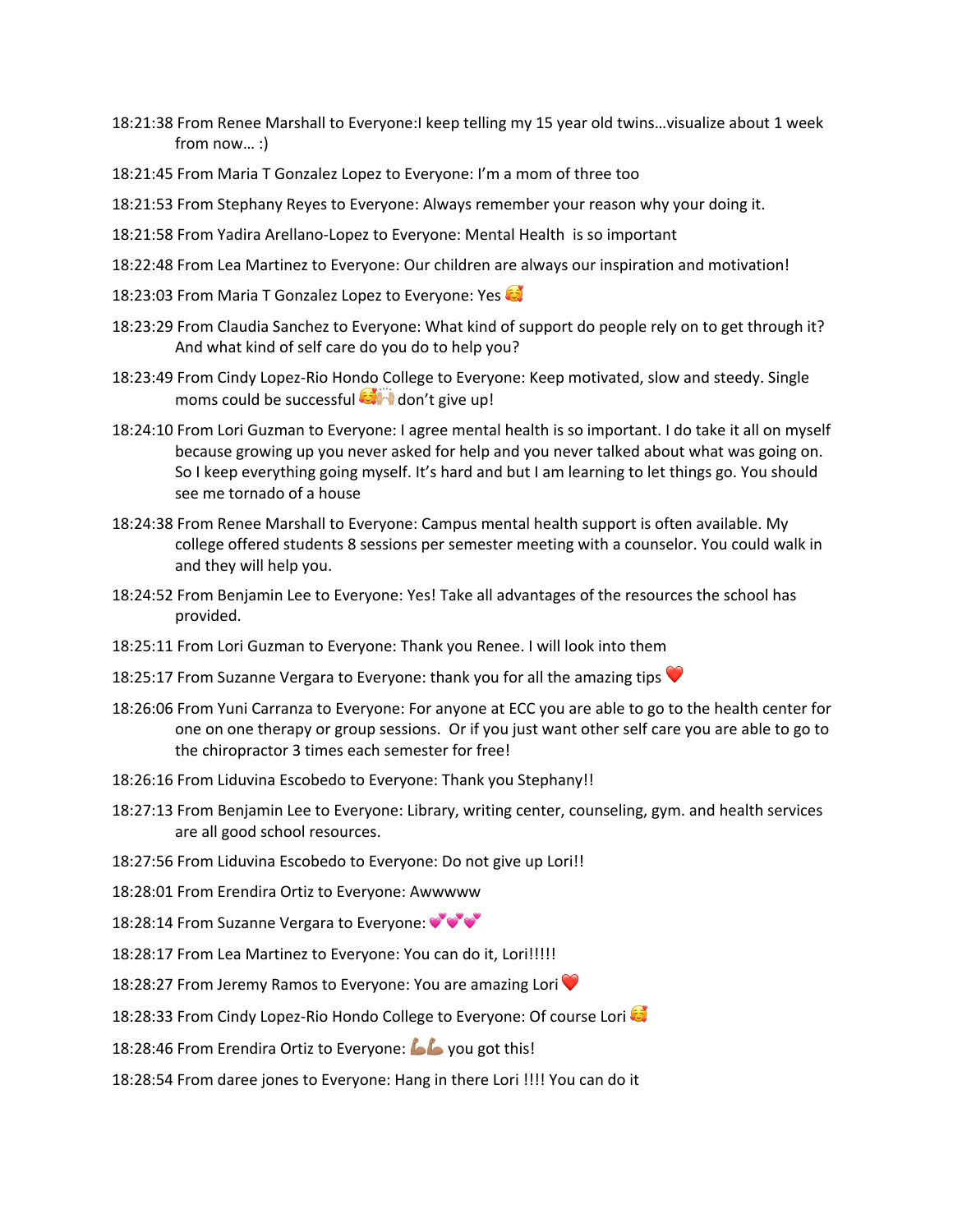- 18:21:38 From Renee Marshall to Everyone:I keep telling my 15 year old twins…visualize about 1 week from now… :)
- 18:21:45 From Maria T Gonzalez Lopez to Everyone: I'm a mom of three too
- 18:21:53 From Stephany Reyes to Everyone: Always remember your reason why your doing it.
- 18:21:58 From Yadira Arellano-Lopez to Everyone: Mental Health is so important
- 18:22:48 From Lea Martinez to Everyone: Our children are always our inspiration and motivation!
- 18:23:03 From Maria T Gonzalez Lopez to Everyone: Yes 🥰
- 18:23:29 From Claudia Sanchez to Everyone: What kind of support do people rely on to get through it? And what kind of self care do you do to help you?
- 18:23:49 From Cindy Lopez-Rio Hondo College to Everyone: Keep motivated, slow and steedy. Single moms could be successful 🥰🙌🏼 don't give up!
- 18:24:10 From Lori Guzman to Everyone: I agree mental health is so important. I do take it all on myself because growing up you never asked for help and you never talked about what was going on. So I keep everything going myself. It's hard and but I am learning to let things go. You should see me tornado of a house
- 18:24:38 From Renee Marshall to Everyone: Campus mental health support is often available. My college offered students 8 sessions per semester meeting with a counselor. You could walk in and they will help you.
- 18:24:52 From Benjamin Lee to Everyone: Yes! Take all advantages of the resources the school has provided.
- 18:25:11 From Lori Guzman to Everyone: Thank you Renee. I will look into them
- 18:25:17 From Suzanne Vergara to Everyone: thank you for all the amazing tips ❤️
- 18:26:06 From Yuni Carranza to Everyone: For anyone at ECC you are able to go to the health center for one on one therapy or group sessions. Or if you just want other self care you are able to go to the chiropractor 3 times each semester for free!
- 18:26:16 From Liduvina Escobedo to Everyone: Thank you Stephany!!
- 18:27:13 From Benjamin Lee to Everyone: Library, writing center, counseling, gym. and health services are all good school resources.
- 18:27:56 From Liduvina Escobedo to Everyone: Do not give up Lori!!
- 18:28:01 From Erendira Ortiz to Everyone: Awwwww
- 18:28:14 From Suzanne Vergara to Everyone: 💕💕💕
- 18:28:17 From Lea Martinez to Everyone: You can do it, Lori!!!!!
- 18:28:27 From Jeremy Ramos to Everyone: You are amazing Lori ❤️
- 18:28:33 From Cindy Lopez-Rio Hondo College to Everyone: Of course Lori 🥰
- 18:28:46 From Erendira Ortiz to Everyone: 💪🏽💪🏽 you got this!
- 18:28:54 From daree jones to Everyone: Hang in there Lori !!!! You can do it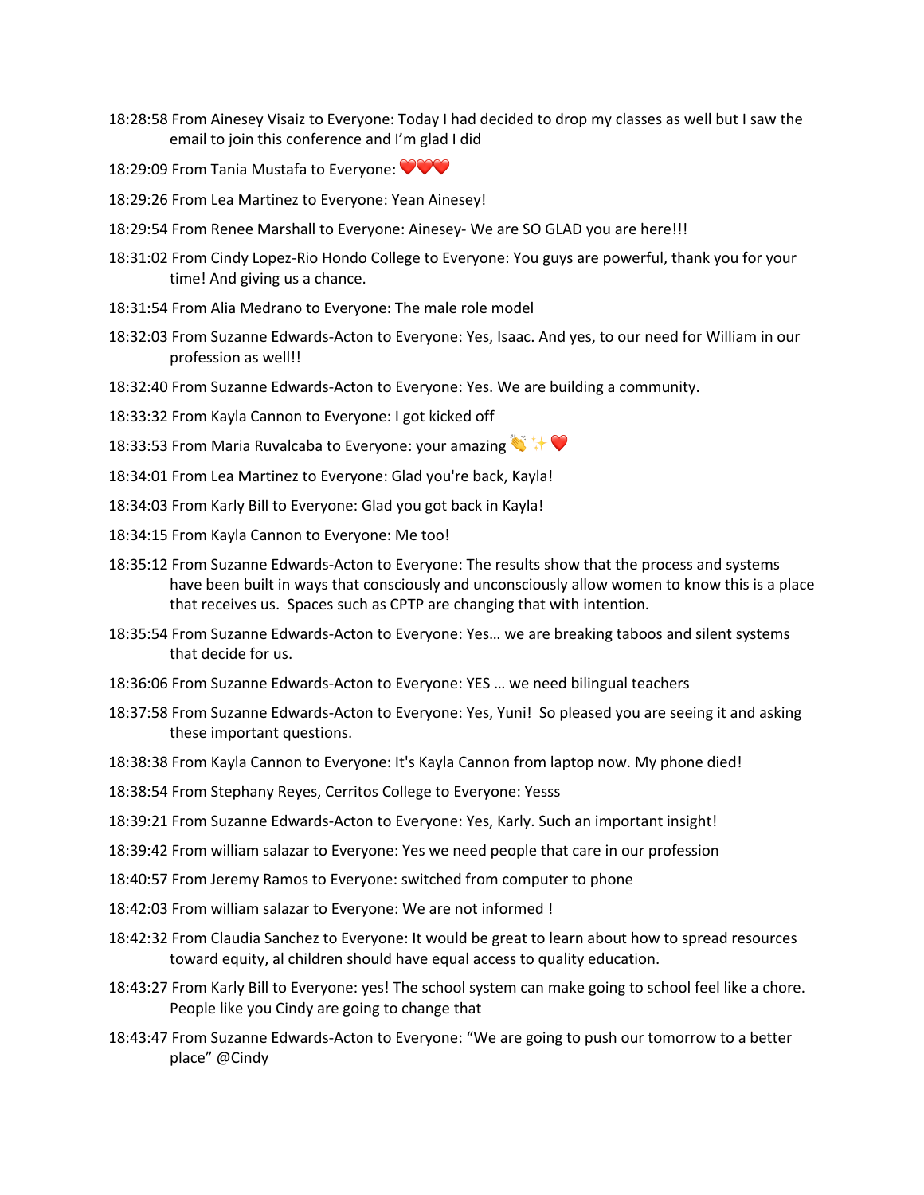- 18:28:58 From Ainesey Visaiz to Everyone: Today I had decided to drop my classes as well but I saw the email to join this conference and I'm glad I did
- 18:29:09 From Tania Mustafa to Everyone: ❤️❤️❤️
- 18:29:26 From Lea Martinez to Everyone: Yean Ainesey!
- 18:29:54 From Renee Marshall to Everyone: Ainesey- We are SO GLAD you are here!!!
- 18:31:02 From Cindy Lopez-Rio Hondo College to Everyone: You guys are powerful, thank you for your time! And giving us a chance.
- 18:31:54 From Alia Medrano to Everyone: The male role model
- 18:32:03 From Suzanne Edwards-Acton to Everyone: Yes, Isaac. And yes, to our need for William in our profession as well!!
- 18:32:40 From Suzanne Edwards-Acton to Everyone: Yes. We are building a community.
- 18:33:32 From Kayla Cannon to Everyone: I got kicked off
- 18:33:53 From Maria Ruvalcaba to Everyone: your amazing 👏✨❤️
- 18:34:01 From Lea Martinez to Everyone: Glad you're back, Kayla!
- 18:34:03 From Karly Bill to Everyone: Glad you got back in Kayla!
- 18:34:15 From Kayla Cannon to Everyone: Me too!
- 18:35:12 From Suzanne Edwards-Acton to Everyone: The results show that the process and systems have been built in ways that consciously and unconsciously allow women to know this is a place that receives us. Spaces such as CPTP are changing that with intention.
- 18:35:54 From Suzanne Edwards-Acton to Everyone: Yes… we are breaking taboos and silent systems that decide for us.
- 18:36:06 From Suzanne Edwards-Acton to Everyone: YES … we need bilingual teachers
- 18:37:58 From Suzanne Edwards-Acton to Everyone: Yes, Yuni! So pleased you are seeing it and asking these important questions.
- 18:38:38 From Kayla Cannon to Everyone: It's Kayla Cannon from laptop now. My phone died!
- 18:38:54 From Stephany Reyes, Cerritos College to Everyone: Yesss
- 18:39:21 From Suzanne Edwards-Acton to Everyone: Yes, Karly. Such an important insight!
- 18:39:42 From william salazar to Everyone: Yes we need people that care in our profession
- 18:40:57 From Jeremy Ramos to Everyone: switched from computer to phone
- 18:42:03 From william salazar to Everyone: We are not informed !
- 18:42:32 From Claudia Sanchez to Everyone: It would be great to learn about how to spread resources toward equity, al children should have equal access to quality education.
- 18:43:27 From Karly Bill to Everyone: yes! The school system can make going to school feel like a chore. People like you Cindy are going to change that
- 18:43:47 From Suzanne Edwards-Acton to Everyone: "We are going to push our tomorrow to a better place" @Cindy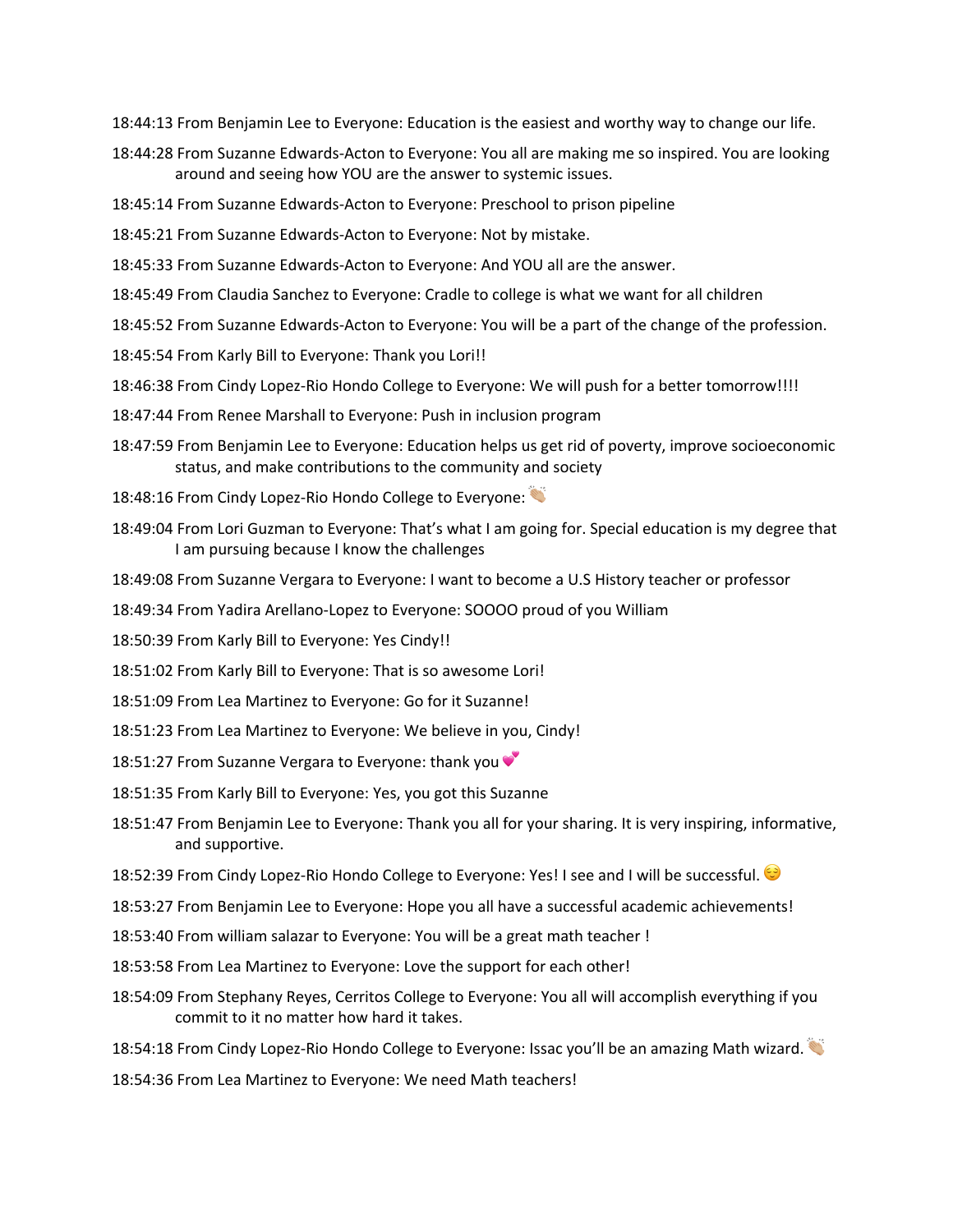18:44:13 From Benjamin Lee to Everyone: Education is the easiest and worthy way to change our life.

18:44:28 From Suzanne Edwards-Acton to Everyone: You all are making me so inspired. You are looking around and seeing how YOU are the answer to systemic issues.

18:45:14 From Suzanne Edwards-Acton to Everyone: Preschool to prison pipeline

18:45:21 From Suzanne Edwards-Acton to Everyone: Not by mistake.

18:45:33 From Suzanne Edwards-Acton to Everyone: And YOU all are the answer.

18:45:49 From Claudia Sanchez to Everyone: Cradle to college is what we want for all children

18:45:52 From Suzanne Edwards-Acton to Everyone: You will be a part of the change of the profession.

18:45:54 From Karly Bill to Everyone: Thank you Lori!!

18:46:38 From Cindy Lopez-Rio Hondo College to Everyone: We will push for a better tomorrow!!!!

18:47:44 From Renee Marshall to Everyone: Push in inclusion program

18:47:59 From Benjamin Lee to Everyone: Education helps us get rid of poverty, improve socioeconomic status, and make contributions to the community and society

18:48:16 From Cindy Lopez-Rio Hondo College to Everyone: 👏🏼

18:49:04 From Lori Guzman to Everyone: That's what I am going for. Special education is my degree that I am pursuing because I know the challenges

18:49:08 From Suzanne Vergara to Everyone: I want to become a U.S History teacher or professor

18:49:34 From Yadira Arellano-Lopez to Everyone: SOOOO proud of you William

18:50:39 From Karly Bill to Everyone: Yes Cindy!!

18:51:02 From Karly Bill to Everyone: That is so awesome Lori!

18:51:09 From Lea Martinez to Everyone: Go for it Suzanne!

18:51:23 From Lea Martinez to Everyone: We believe in you, Cindy!

18:51:27 From Suzanne Vergara to Everyone: thank you 💕

18:51:35 From Karly Bill to Everyone: Yes, you got this Suzanne

18:51:47 From Benjamin Lee to Everyone: Thank you all for your sharing. It is very inspiring, informative, and supportive.

18:52:39 From Cindy Lopez-Rio Hondo College to Everyone: Yes! I see and I will be successful. 😌

18:53:27 From Benjamin Lee to Everyone: Hope you all have a successful academic achievements!

18:53:40 From william salazar to Everyone: You will be a great math teacher !

18:53:58 From Lea Martinez to Everyone: Love the support for each other!

18:54:09 From Stephany Reyes, Cerritos College to Everyone: You all will accomplish everything if you commit to it no matter how hard it takes.

18:54:18 From Cindy Lopez-Rio Hondo College to Everyone: Issac you'll be an amazing Math wizard. 👏🏼

18:54:36 From Lea Martinez to Everyone: We need Math teachers!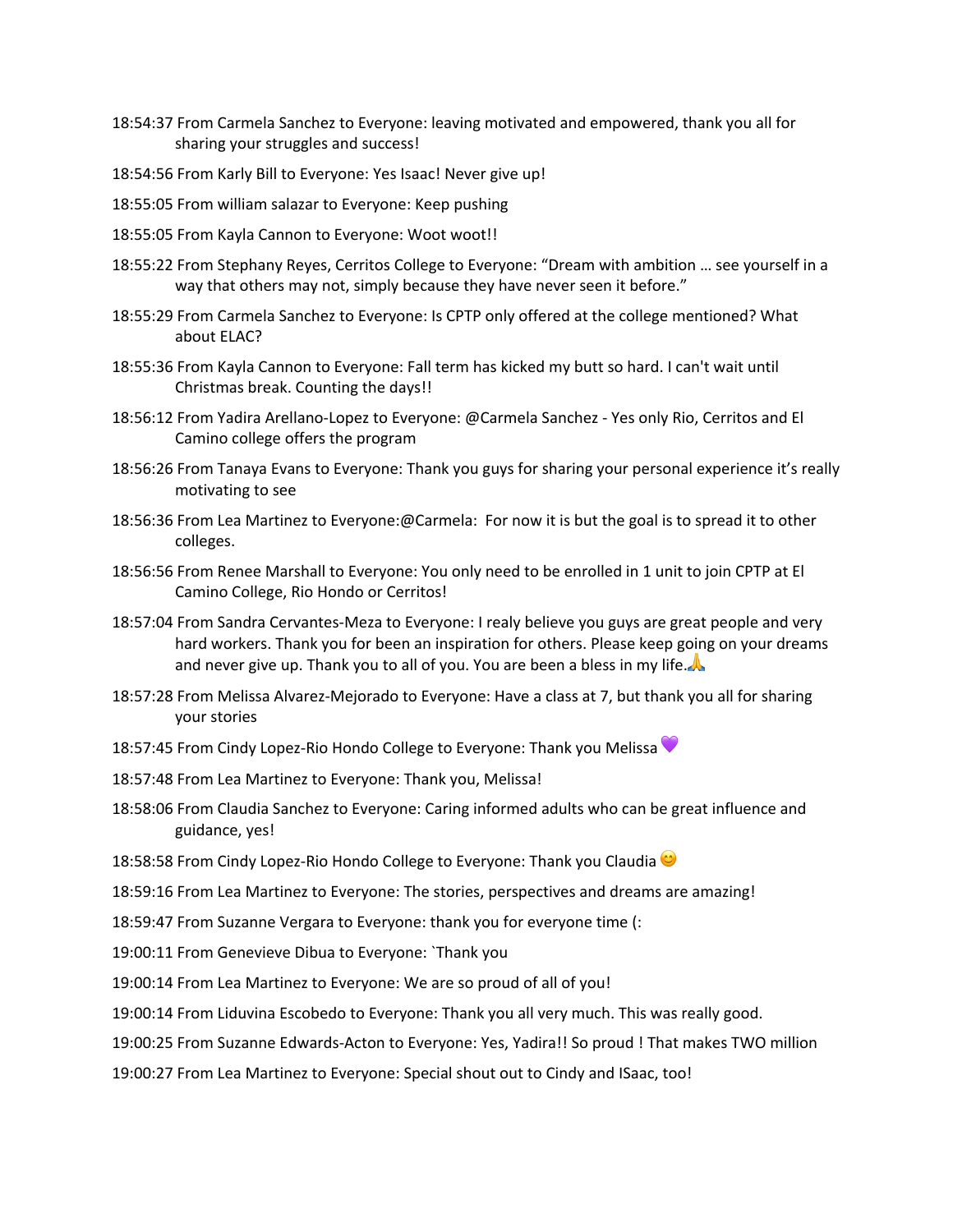- 18:54:37 From Carmela Sanchez to Everyone: leaving motivated and empowered, thank you all for sharing your struggles and success!
- 18:54:56 From Karly Bill to Everyone: Yes Isaac! Never give up!
- 18:55:05 From william salazar to Everyone: Keep pushing
- 18:55:05 From Kayla Cannon to Everyone: Woot woot!!
- 18:55:22 From Stephany Reyes, Cerritos College to Everyone: "Dream with ambition … see yourself in a way that others may not, simply because they have never seen it before."
- 18:55:29 From Carmela Sanchez to Everyone: Is CPTP only offered at the college mentioned? What about ELAC?
- 18:55:36 From Kayla Cannon to Everyone: Fall term has kicked my butt so hard. I can't wait until Christmas break. Counting the days!!
- 18:56:12 From Yadira Arellano-Lopez to Everyone: @Carmela Sanchez - Yes only Rio, Cerritos and El Camino college offers the program
- 18:56:26 From Tanaya Evans to Everyone: Thank you guys for sharing your personal experience it's really motivating to see
- 18:56:36 From Lea Martinez to Everyone:@Carmela: For now it is but the goal is to spread it to other colleges.
- 18:56:56 From Renee Marshall to Everyone: You only need to be enrolled in 1 unit to join CPTP at El Camino College, Rio Hondo or Cerritos!
- 18:57:04 From Sandra Cervantes-Meza to Everyone: I realy believe you guys are great people and very hard workers. Thank you for been an inspiration for others. Please keep going on your dreams and never give up. Thank you to all of you. You are been a bless in my life.🙏
- 18:57:28 From Melissa Alvarez-Mejorado to Everyone: Have a class at 7, but thank you all for sharing your stories
- 18:57:45 From Cindy Lopez-Rio Hondo College to Everyone: Thank you Melissa 💜
- 18:57:48 From Lea Martinez to Everyone: Thank you, Melissa!
- 18:58:06 From Claudia Sanchez to Everyone: Caring informed adults who can be great influence and guidance, yes!
- 18:58:58 From Cindy Lopez-Rio Hondo College to Everyone: Thank you Claudia 😊
- 18:59:16 From Lea Martinez to Everyone: The stories, perspectives and dreams are amazing!
- 18:59:47 From Suzanne Vergara to Everyone: thank you for everyone time (:
- 19:00:11 From Genevieve Dibua to Everyone: `Thank you
- 19:00:14 From Lea Martinez to Everyone: We are so proud of all of you!
- 19:00:14 From Liduvina Escobedo to Everyone: Thank you all very much. This was really good.
- 19:00:25 From Suzanne Edwards-Acton to Everyone: Yes, Yadira!! So proud ! That makes TWO million
- 19:00:27 From Lea Martinez to Everyone: Special shout out to Cindy and ISaac, too!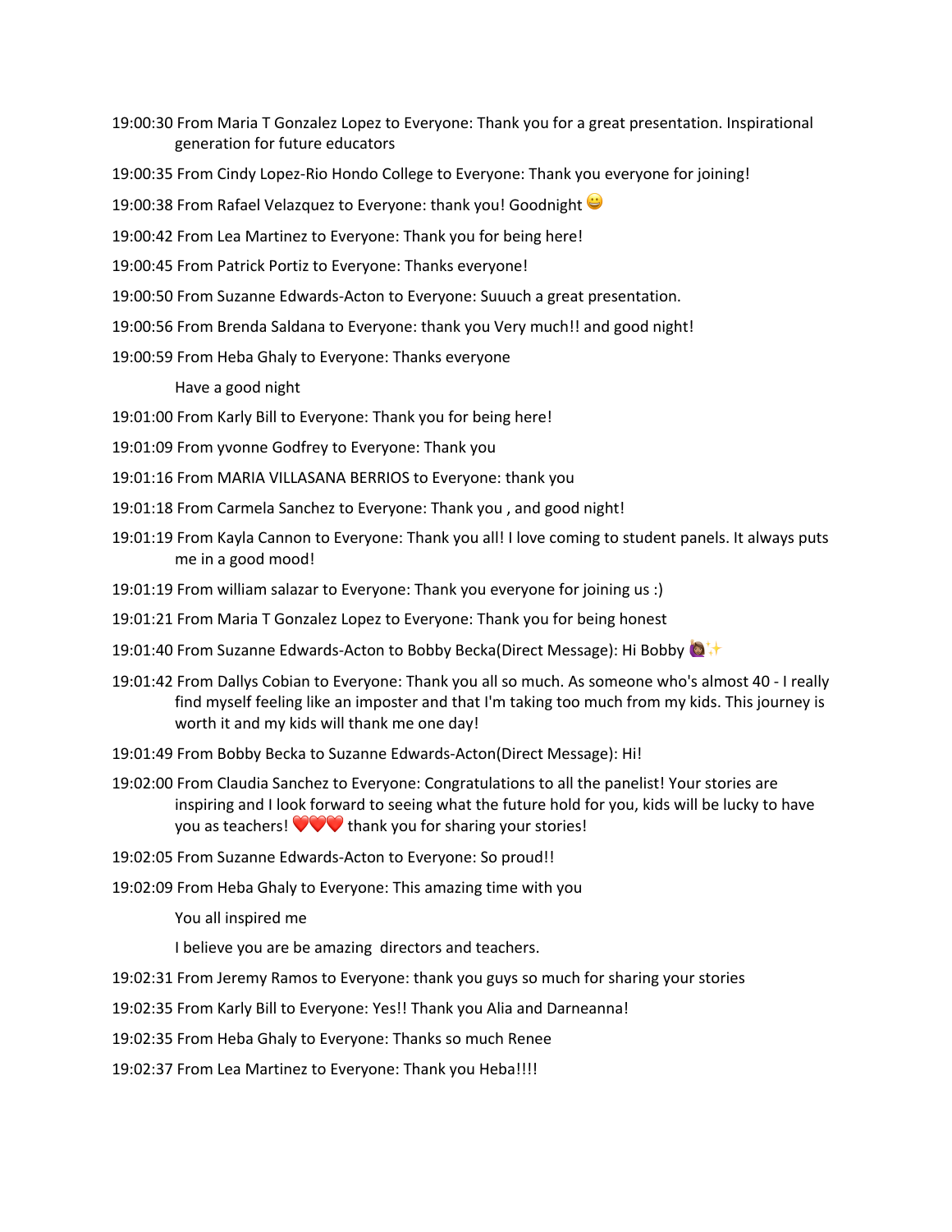19:00:30 From Maria T Gonzalez Lopez to Everyone: Thank you for a great presentation. Inspirational generation for future educators

19:00:35 From Cindy Lopez-Rio Hondo College to Everyone: Thank you everyone for joining!

19:00:38 From Rafael Velazquez to Everyone: thank you! Goodnight 😀

19:00:42 From Lea Martinez to Everyone: Thank you for being here!

19:00:45 From Patrick Portiz to Everyone: Thanks everyone!

19:00:50 From Suzanne Edwards-Acton to Everyone: Suuuch a great presentation.

19:00:56 From Brenda Saldana to Everyone: thank you Very much!! and good night!

19:00:59 From Heba Ghaly to Everyone: Thanks everyone

Have a good night

19:01:00 From Karly Bill to Everyone: Thank you for being here!

19:01:09 From yvonne Godfrey to Everyone: Thank you

19:01:16 From MARIA VILLASANA BERRIOS to Everyone: thank you

19:01:18 From Carmela Sanchez to Everyone: Thank you , and good night!

19:01:19 From Kayla Cannon to Everyone: Thank you all! I love coming to student panels. It always puts me in a good mood!

19:01:19 From william salazar to Everyone: Thank you everyone for joining us :)

19:01:21 From Maria T Gonzalez Lopez to Everyone: Thank you for being honest

19:01:40 From Suzanne Edwards-Acton to Bobby Becka(Direct Message): Hi Bobby 🙋🏽‍♀️✨

19:01:42 From Dallys Cobian to Everyone: Thank you all so much. As someone who's almost 40 - I really find myself feeling like an imposter and that I'm taking too much from my kids. This journey is worth it and my kids will thank me one day!

19:01:49 From Bobby Becka to Suzanne Edwards-Acton(Direct Message): Hi!

19:02:00 From Claudia Sanchez to Everyone: Congratulations to all the panelist! Your stories are inspiring and I look forward to seeing what the future hold for you, kids will be lucky to have you as teachers! ❤️❤️❤️ thank you for sharing your stories!

19:02:05 From Suzanne Edwards-Acton to Everyone: So proud!!

19:02:09 From Heba Ghaly to Everyone: This amazing time with you

You all inspired me

I believe you are be amazing  directors and teachers.

19:02:31 From Jeremy Ramos to Everyone: thank you guys so much for sharing your stories

19:02:35 From Karly Bill to Everyone: Yes!! Thank you Alia and Darneanna!

19:02:35 From Heba Ghaly to Everyone: Thanks so much Renee

19:02:37 From Lea Martinez to Everyone: Thank you Heba!!!!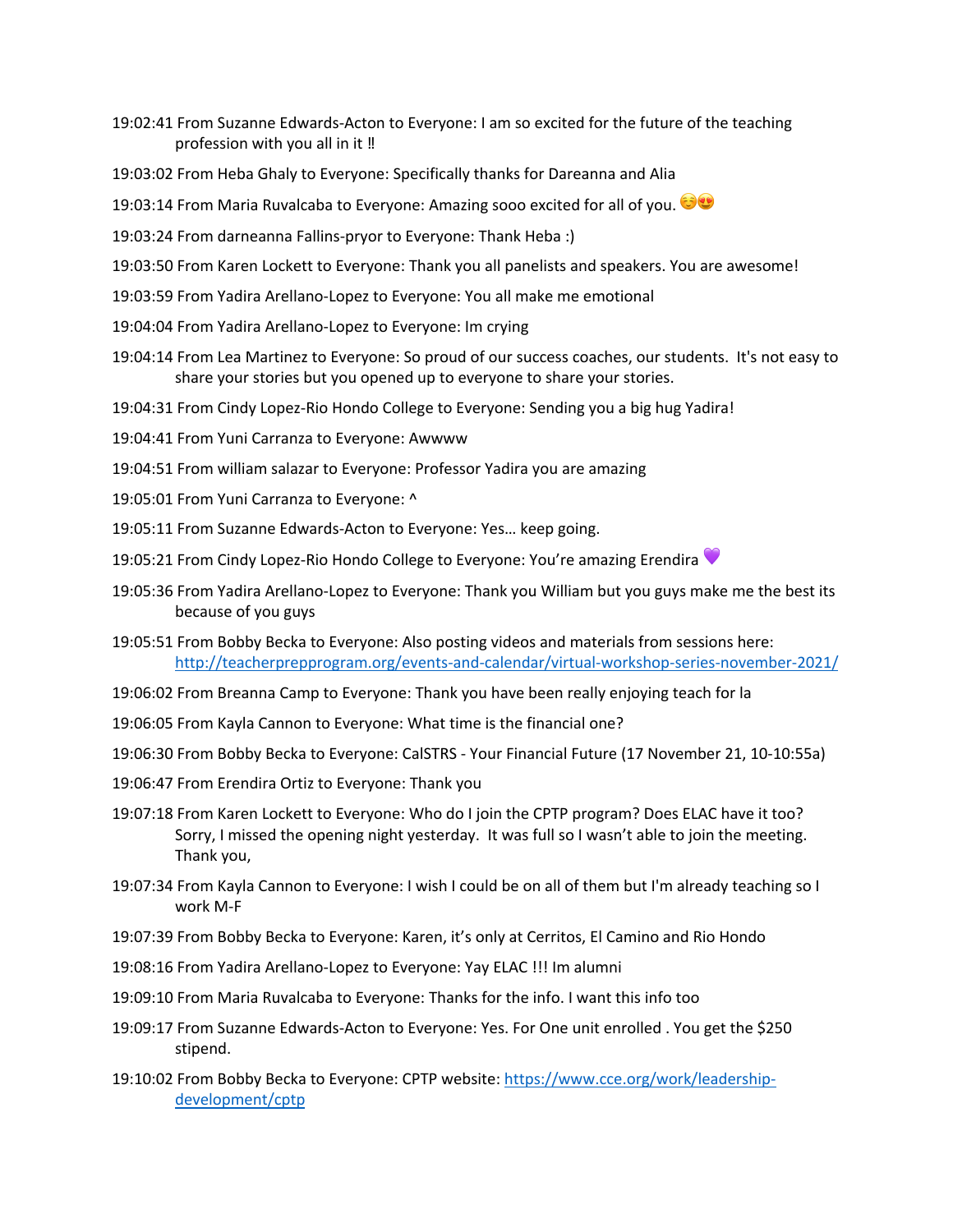19:02:41 From Suzanne Edwards-Acton to Everyone: I am so excited for the future of the teaching profession with you all in it ‼

19:03:02 From Heba Ghaly to Everyone: Specifically thanks for Dareanna and Alia

19:03:14 From Maria Ruvalcaba to Everyone: Amazing sooo excited for all of you. ☺️😍

19:03:24 From darneanna Fallins-pryor to Everyone: Thank Heba :)

19:03:50 From Karen Lockett to Everyone: Thank you all panelists and speakers. You are awesome!

19:03:59 From Yadira Arellano-Lopez to Everyone: You all make me emotional

19:04:04 From Yadira Arellano-Lopez to Everyone: Im crying

19:04:14 From Lea Martinez to Everyone: So proud of our success coaches, our students. It's not easy to share your stories but you opened up to everyone to share your stories.

19:04:31 From Cindy Lopez-Rio Hondo College to Everyone: Sending you a big hug Yadira!

19:04:41 From Yuni Carranza to Everyone: Awwww

19:04:51 From william salazar to Everyone: Professor Yadira you are amazing

19:05:01 From Yuni Carranza to Everyone: ^

19:05:11 From Suzanne Edwards-Acton to Everyone: Yes… keep going.

19:05:21 From Cindy Lopez-Rio Hondo College to Everyone: You're amazing Erendira 💜

19:05:36 From Yadira Arellano-Lopez to Everyone: Thank you William but you guys make me the best its because of you guys

19:05:51 From Bobby Becka to Everyone: Also posting videos and materials from sessions here: http://teacherprepprogram.org/events-and-calendar/virtual-workshop-series-november-2021/

19:06:02 From Breanna Camp to Everyone: Thank you have been really enjoying teach for la

19:06:05 From Kayla Cannon to Everyone: What time is the financial one?

19:06:30 From Bobby Becka to Everyone: CalSTRS - Your Financial Future (17 November 21, 10-10:55a)

19:06:47 From Erendira Ortiz to Everyone: Thank you

19:07:18 From Karen Lockett to Everyone: Who do I join the CPTP program? Does ELAC have it too? Sorry, I missed the opening night yesterday. It was full so I wasn't able to join the meeting. Thank you,

19:07:34 From Kayla Cannon to Everyone: I wish I could be on all of them but I'm already teaching so I work M-F

19:07:39 From Bobby Becka to Everyone: Karen, it's only at Cerritos, El Camino and Rio Hondo

19:08:16 From Yadira Arellano-Lopez to Everyone: Yay ELAC !!! Im alumni

19:09:10 From Maria Ruvalcaba to Everyone: Thanks for the info. I want this info too

19:09:17 From Suzanne Edwards-Acton to Everyone: Yes. For One unit enrolled . You get the $250 stipend.

19:10:02 From Bobby Becka to Everyone: CPTP website: https://www.cce.org/work/leadership-development/cptp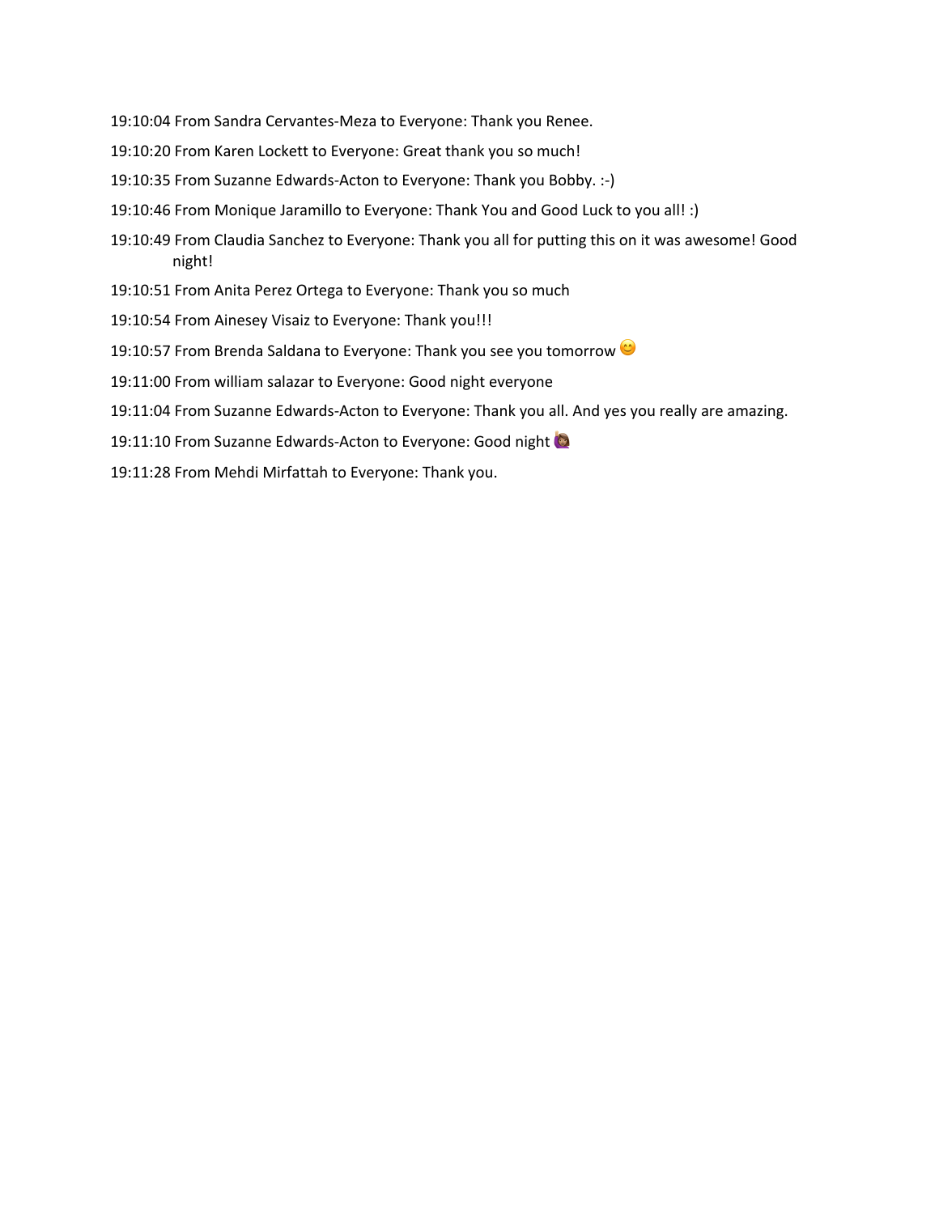19:10:04 From Sandra Cervantes-Meza to Everyone: Thank you Renee.

19:10:20 From Karen Lockett to Everyone: Great thank you so much!

19:10:35 From Suzanne Edwards-Acton to Everyone: Thank you Bobby. :-)

19:10:46 From Monique Jaramillo to Everyone: Thank You and Good Luck to you all! :)

19:10:49 From Claudia Sanchez to Everyone: Thank you all for putting this on it was awesome! Good night!

19:10:51 From Anita Perez Ortega to Everyone: Thank you so much

19:10:54 From Ainesey Visaiz to Everyone: Thank you!!!

19:10:57 From Brenda Saldana to Everyone: Thank you see you tomorrow 😊

19:11:00 From william salazar to Everyone: Good night everyone

19:11:04 From Suzanne Edwards-Acton to Everyone: Thank you all. And yes you really are amazing.

19:11:10 From Suzanne Edwards-Acton to Everyone: Good night 🙋🏽‍♀️

19:11:28 From Mehdi Mirfattah to Everyone: Thank you.